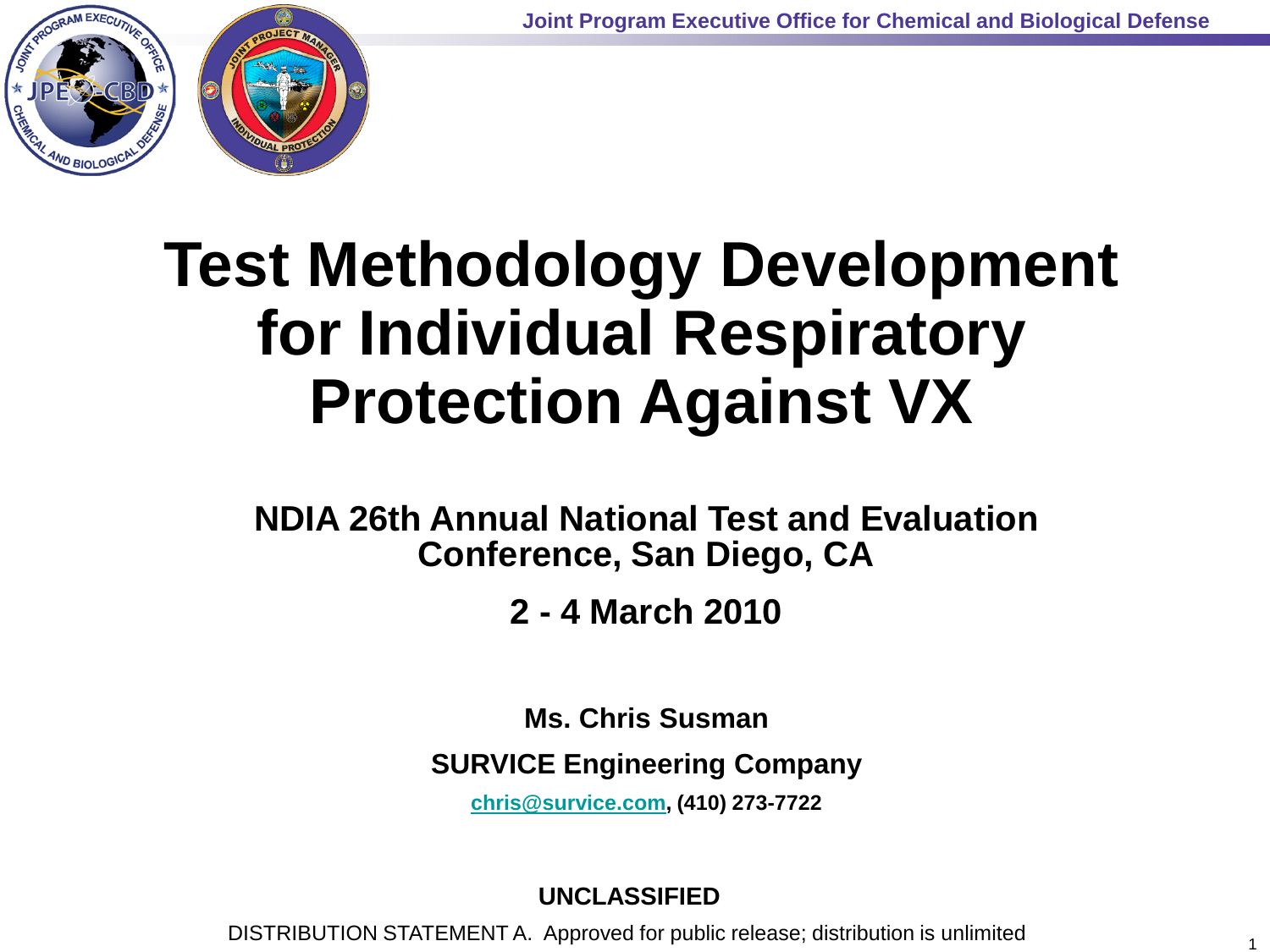# Test Methodology Development for Individual Respiratory Protection Against VX

**NDIA 26th Annual National Test and Evaluation Conference, San Diego, CA**

**2 - 4 March 2010**

**Ms. Chris Susman**

**SURVICE Engineering Company**

**chris@survice.com, (410) 273-7722**

**UNCLASSIFIED**

DISTRIBUTION STATEMENT A. Approved for public release; distribution is unlimited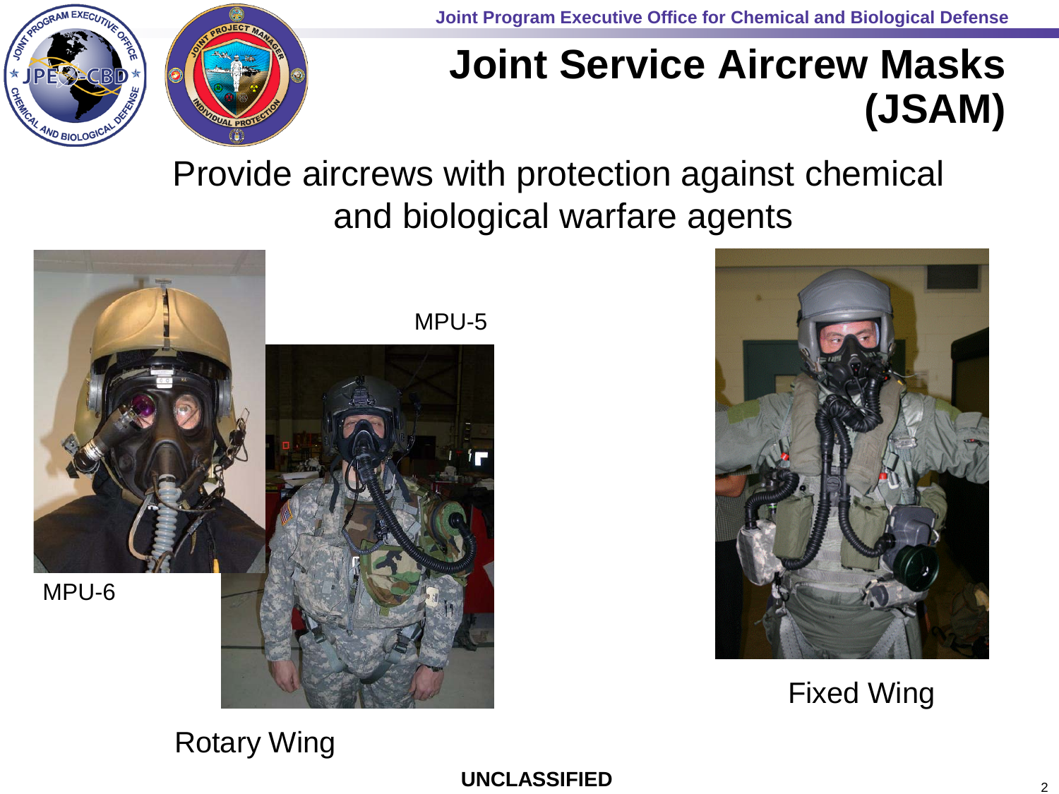# Joint Service Aircrew Masks (JSAM)

Provide aircrews with protection against chemical and biological warfare agents

MPU-5

MPU-6

Rotary Wing

Fixed Wing

UNCLASSIFIED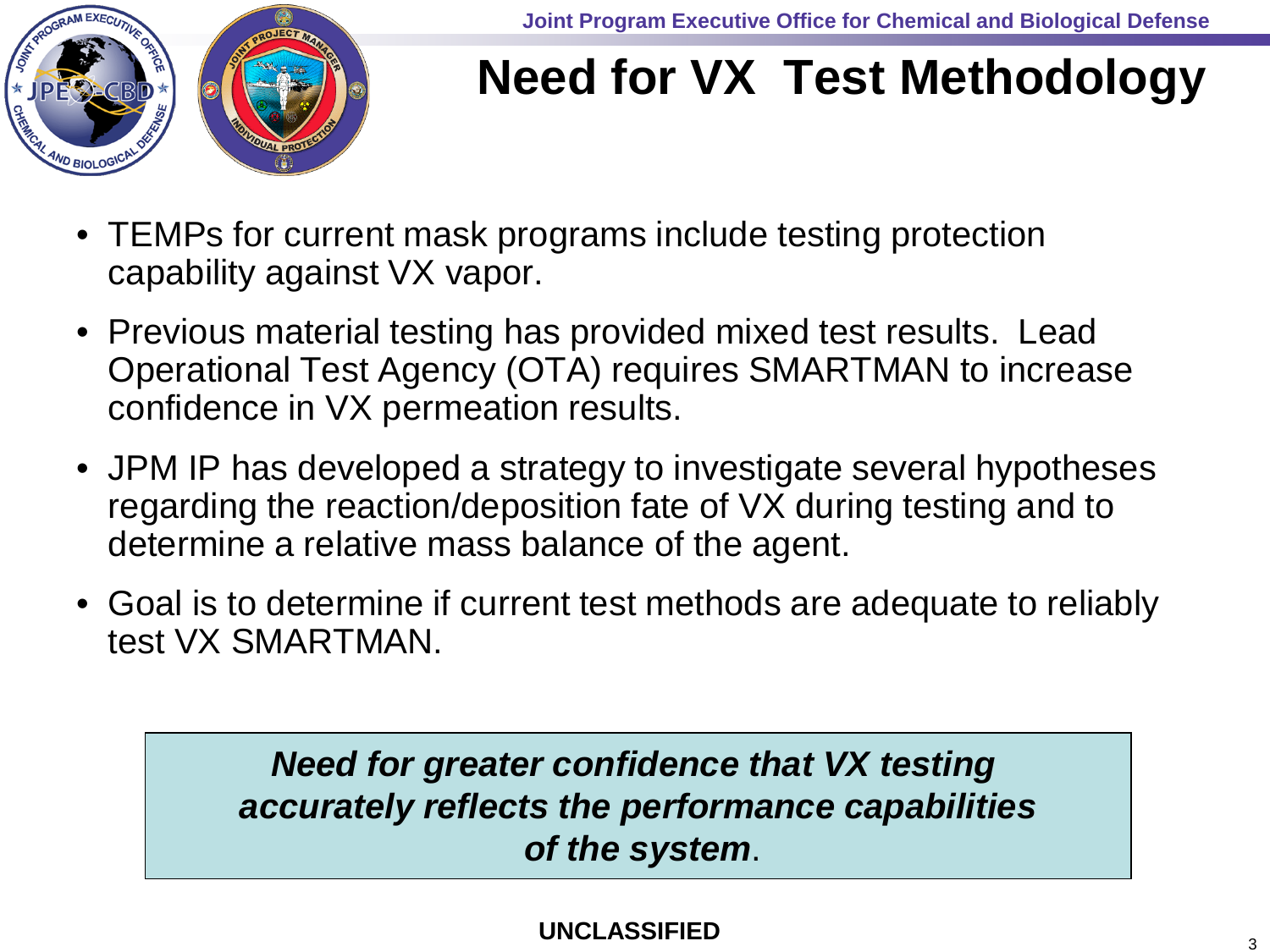# Need for VX Test Methodology

- TEMPs for current mask programs include testing protection capability against VX vapor.
- Previous material testing has provided mixed test results. Lead Operational Test Agency (OTA) requires SMARTMAN to increase confidence in VX permeation results.
- JPM IP has developed a strategy to investigate several hypotheses regarding the reaction/deposition fate of VX during testing and to determine a relative mass balance of the agent.
- Goal is to determine if current test methods are adequate to reliably test VX SMARTMAN.

***Need for greater confidence that VX testing accurately reflects the performance capabilities of the system.***

**UNCLASSIFIED**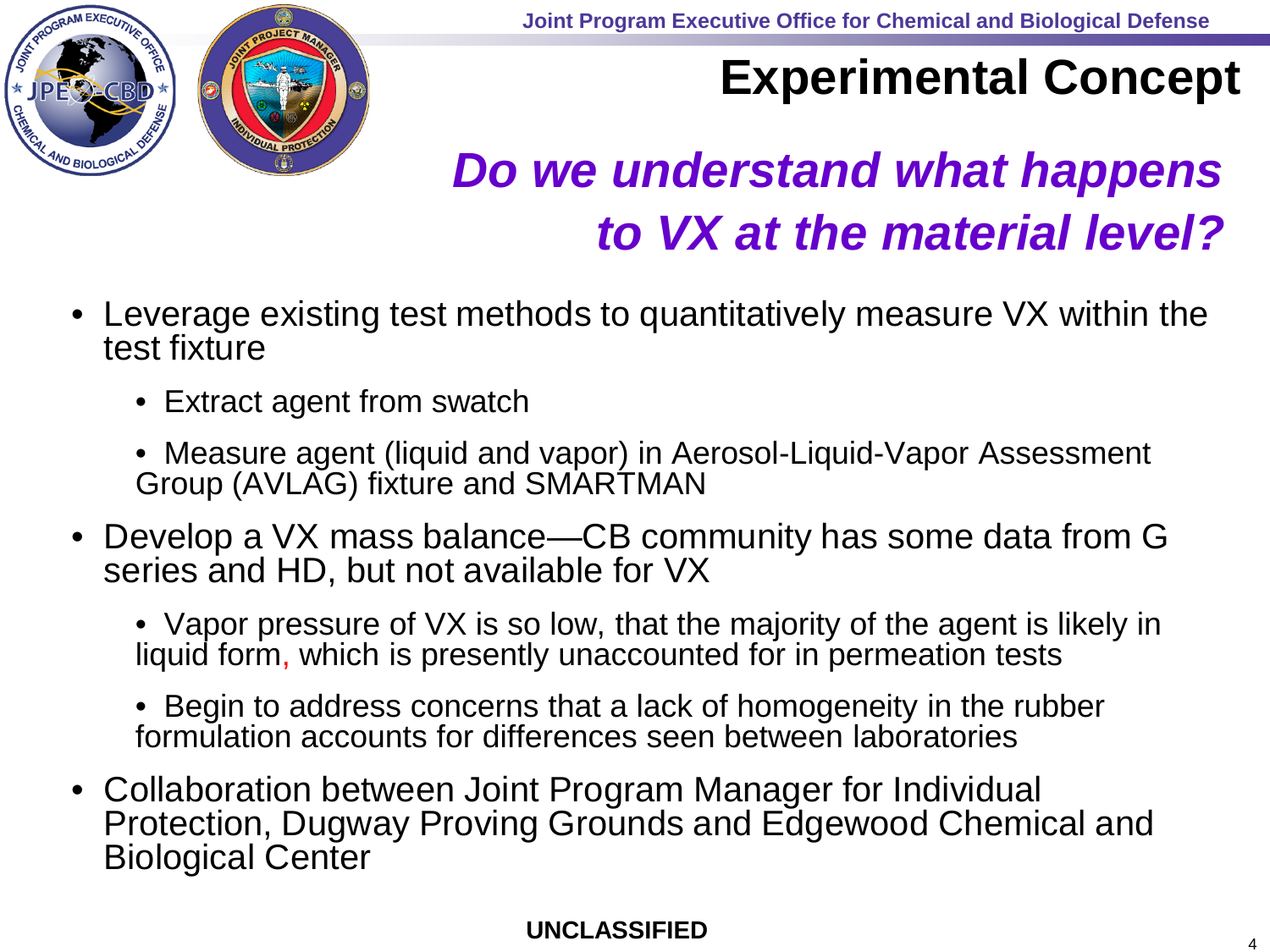# Experimental Concept

## *Do we understand what happens to VX at the material level?*

- Leverage existing test methods to quantitatively measure VX within the test fixture
  - Extract agent from swatch
  - Measure agent (liquid and vapor) in Aerosol-Liquid-Vapor Assessment Group (AVLAG) fixture and SMARTMAN
- Develop a VX mass balance—CB community has some data from G series and HD, but not available for VX
  - Vapor pressure of VX is so low, that the majority of the agent is likely in liquid form, which is presently unaccounted for in permeation tests
  - Begin to address concerns that a lack of homogeneity in the rubber formulation accounts for differences seen between laboratories
- Collaboration between Joint Program Manager for Individual Protection, Dugway Proving Grounds and Edgewood Chemical and Biological Center

UNCLASSIFIED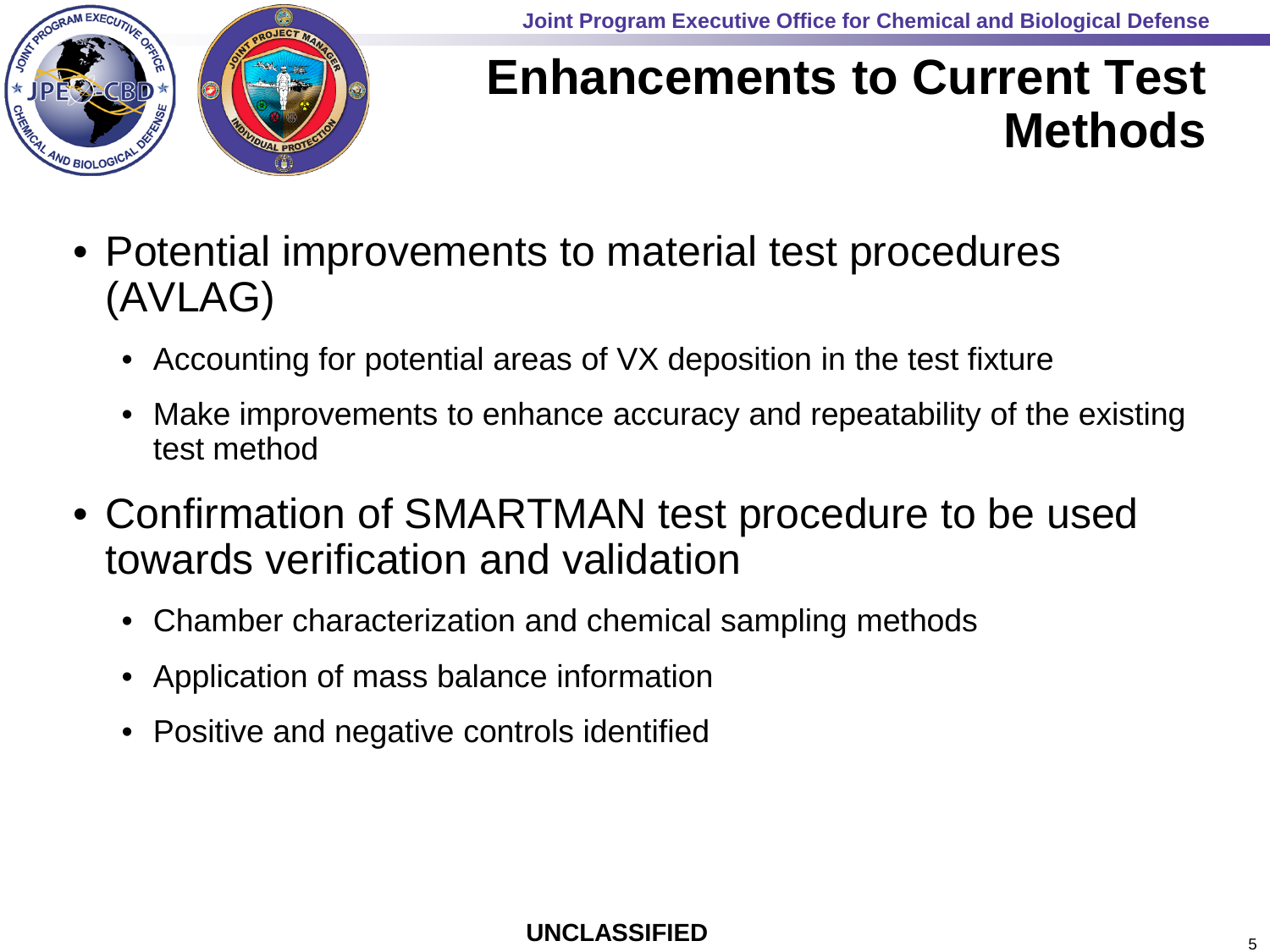# Enhancements to Current Test Methods

- Potential improvements to material test procedures (AVLAG)
  - Accounting for potential areas of VX deposition in the test fixture
  - Make improvements to enhance accuracy and repeatability of the existing test method
- Confirmation of SMARTMAN test procedure to be used towards verification and validation
  - Chamber characterization and chemical sampling methods
  - Application of mass balance information
  - Positive and negative controls identified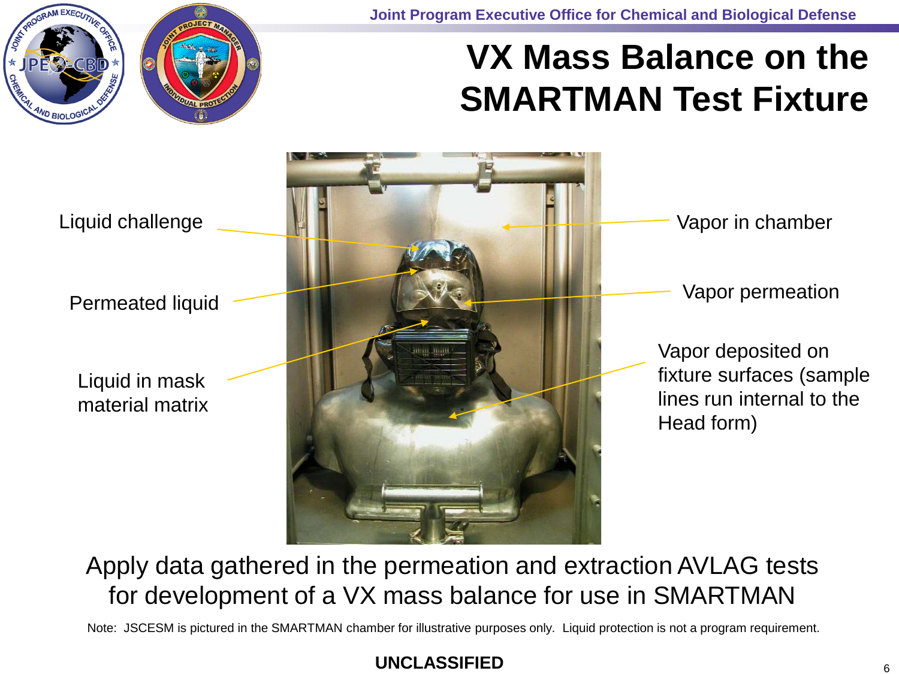# VX Mass Balance on the SMARTMAN Test Fixture

Liquid challenge

Permeated liquid

Liquid in mask material matrix

Vapor in chamber

Vapor permeation

Vapor deposited on fixture surfaces (sample lines run internal to the Head form)

Apply data gathered in the permeation and extraction AVLAG tests for development of a VX mass balance for use in SMARTMAN

Note: JSCESM is pictured in the SMARTMAN chamber for illustrative purposes only. Liquid protection is not a program requirement.

**UNCLASSIFIED**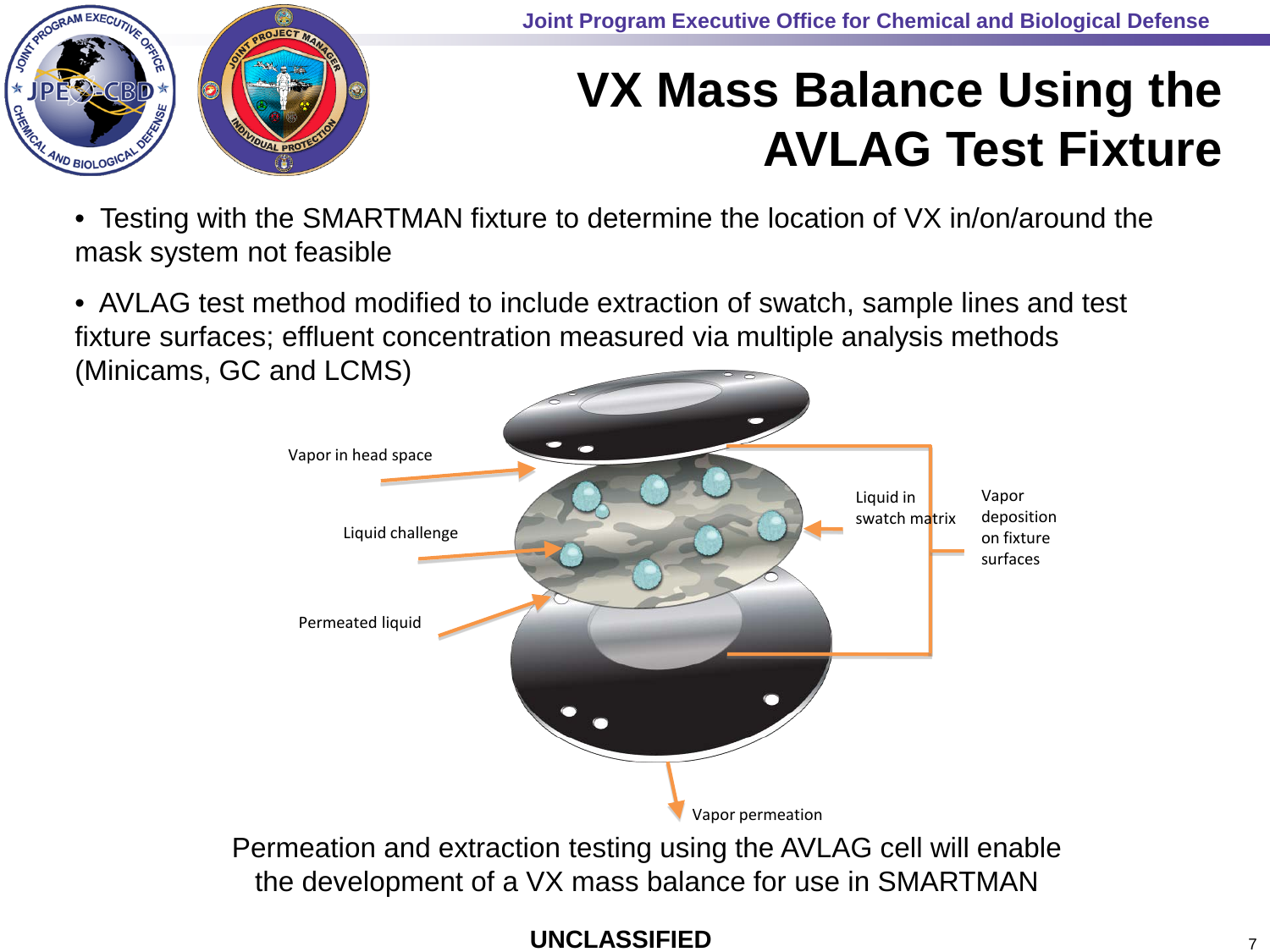# VX Mass Balance Using the AVLAG Test Fixture

- Testing with the SMARTMAN fixture to determine the location of VX in/on/around the mask system not feasible
- AVLAG test method modified to include extraction of swatch, sample lines and test fixture surfaces; effluent concentration measured via multiple analysis methods (Minicams, GC and LCMS)

Vapor in head space

Liquid challenge

Permeated liquid

Liquid in swatch matrix

Vapor deposition on fixture surfaces

Vapor permeation

Permeation and extraction testing using the AVLAG cell will enable the development of a VX mass balance for use in SMARTMAN

UNCLASSIFIED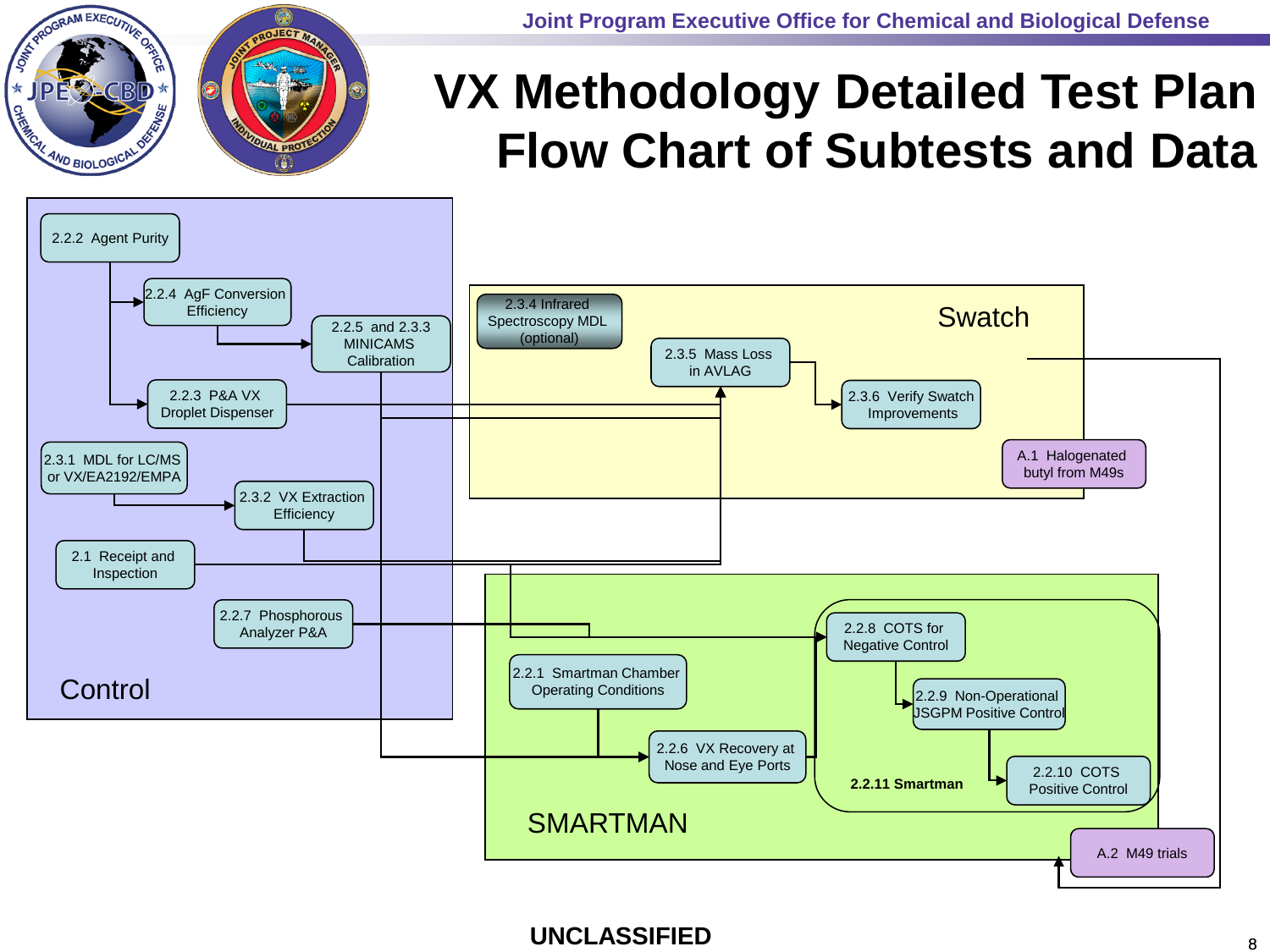# VX Methodology Detailed Test Plan Flow Chart of Subtests and Data

## Control

- 2.2.2 Agent Purity
- 2.2.4 AgF Conversion Efficiency
- 2.2.5 and 2.3.3 MINICAMS Calibration
- 2.2.3 P&A VX Droplet Dispenser
- 2.3.1 MDL for LC/MS or VX/EA2192/EMPA
- 2.3.2 VX Extraction Efficiency
- 2.1 Receipt and Inspection
- 2.2.7 Phosphorous Analyzer P&A

## Swatch

- 2.3.4 Infrared Spectroscopy MDL (optional)
- 2.3.5 Mass Loss in AVLAG
- 2.3.6 Verify Swatch Improvements
- A.1 Halogenated butyl from M49s

## SMARTMAN

- 2.2.1 Smartman Chamber Operating Conditions
- 2.2.6 VX Recovery at Nose and Eye Ports
- 2.2.11 Smartman
  - 2.2.8 COTS for Negative Control
  - 2.2.9 Non-Operational JSGPM Positive Control
  - 2.2.10 COTS Positive Control
- A.2 M49 trials

**UNCLASSIFIED**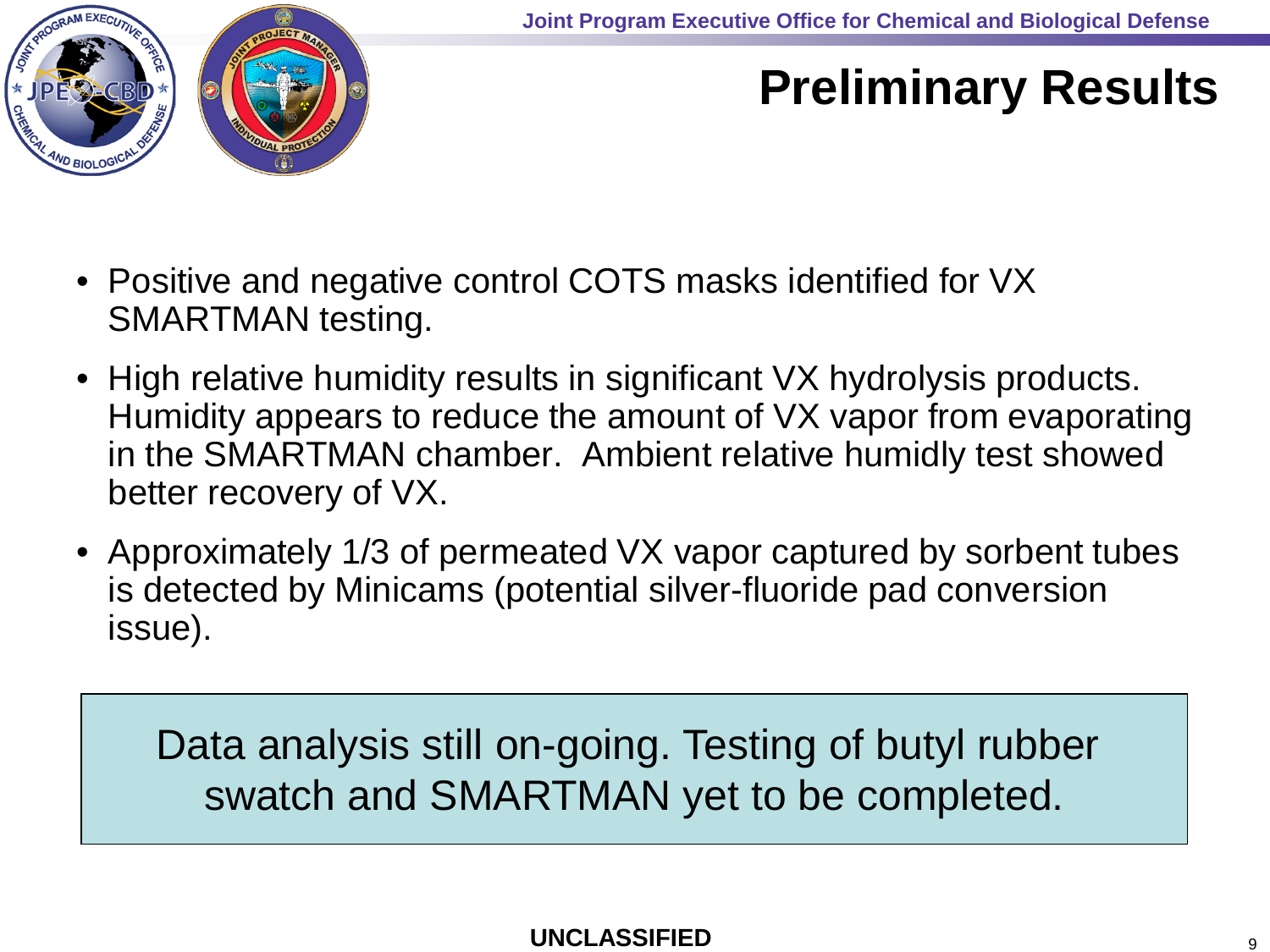# Preliminary Results

- Positive and negative control COTS masks identified for VX SMARTMAN testing.
- High relative humidity results in significant VX hydrolysis products. Humidity appears to reduce the amount of VX vapor from evaporating in the SMARTMAN chamber. Ambient relative humidly test showed better recovery of VX.
- Approximately 1/3 of permeated VX vapor captured by sorbent tubes is detected by Minicams (potential silver-fluoride pad conversion issue).

Data analysis still on-going. Testing of butyl rubber swatch and SMARTMAN yet to be completed.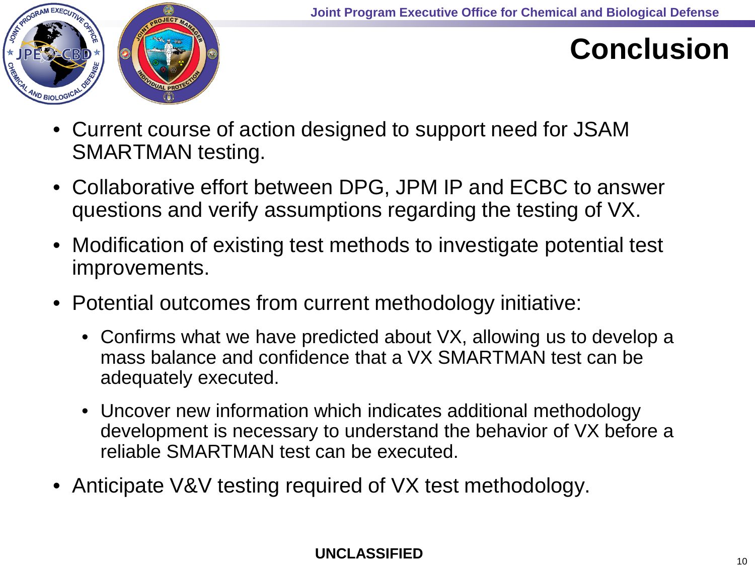# Conclusion

- Current course of action designed to support need for JSAM SMARTMAN testing.
- Collaborative effort between DPG, JPM IP and ECBC to answer questions and verify assumptions regarding the testing of VX.
- Modification of existing test methods to investigate potential test improvements.
- Potential outcomes from current methodology initiative:
  - Confirms what we have predicted about VX, allowing us to develop a mass balance and confidence that a VX SMARTMAN test can be adequately executed.
  - Uncover new information which indicates additional methodology development is necessary to understand the behavior of VX before a reliable SMARTMAN test can be executed.
- Anticipate V&V testing required of VX test methodology.